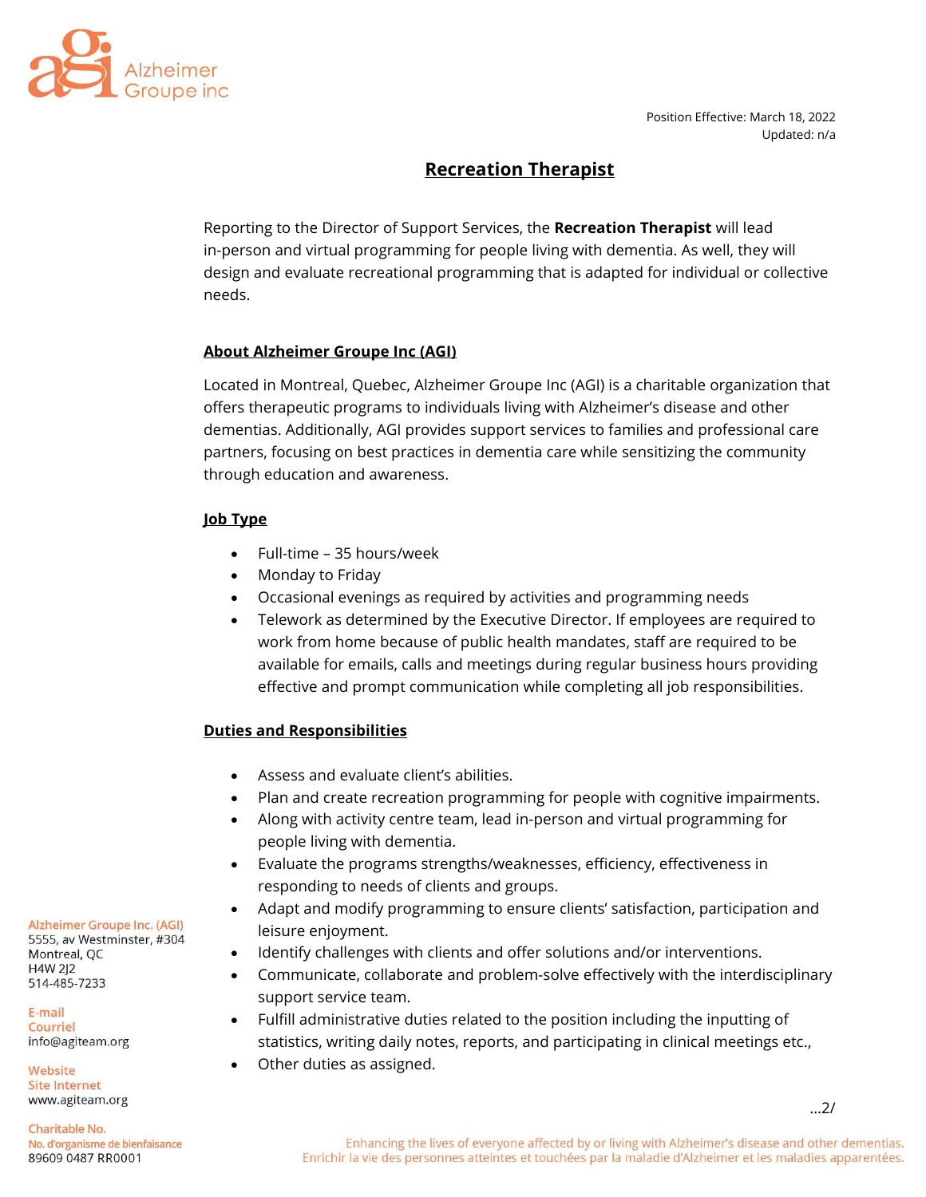Position Effective: March 18, 2022
Updated: n/a

# Recreation Therapist

Reporting to the Director of Support Services, the **Recreation Therapist** will lead in-person and virtual programming for people living with dementia. As well, they will design and evaluate recreational programming that is adapted for individual or collective needs.

## About Alzheimer Groupe Inc (AGI)

Located in Montreal, Quebec, Alzheimer Groupe Inc (AGI) is a charitable organization that offers therapeutic programs to individuals living with Alzheimer's disease and other dementias. Additionally, AGI provides support services to families and professional care partners, focusing on best practices in dementia care while sensitizing the community through education and awareness.

## Job Type

- Full-time – 35 hours/week
- Monday to Friday
- Occasional evenings as required by activities and programming needs
- Telework as determined by the Executive Director. If employees are required to work from home because of public health mandates, staff are required to be available for emails, calls and meetings during regular business hours providing effective and prompt communication while completing all job responsibilities.

## Duties and Responsibilities

- Assess and evaluate client's abilities.
- Plan and create recreation programming for people with cognitive impairments.
- Along with activity centre team, lead in-person and virtual programming for people living with dementia.
- Evaluate the programs strengths/weaknesses, efficiency, effectiveness in responding to needs of clients and groups.
- Adapt and modify programming to ensure clients' satisfaction, participation and leisure enjoyment.
- Identify challenges with clients and offer solutions and/or interventions.
- Communicate, collaborate and problem-solve effectively with the interdisciplinary support service team.
- Fulfill administrative duties related to the position including the inputting of statistics, writing daily notes, reports, and participating in clinical meetings etc.,
- Other duties as assigned.

…2/

Alzheimer Groupe Inc. (AGI)
5555, av Westminster, #304
Montreal, QC
H4W 2J2
514-485-7233

E-mail
Courriel
info@agiteam.org

Website
Site Internet
www.agiteam.org

Charitable No.
No. d'organisme de bienfaisance
89609 0487 RR0001

Enhancing the lives of everyone affected by or living with Alzheimer's disease and other dementias.
Enrichir la vie des personnes atteintes et touchées par la maladie d'Alzheimer et les maladies apparentées.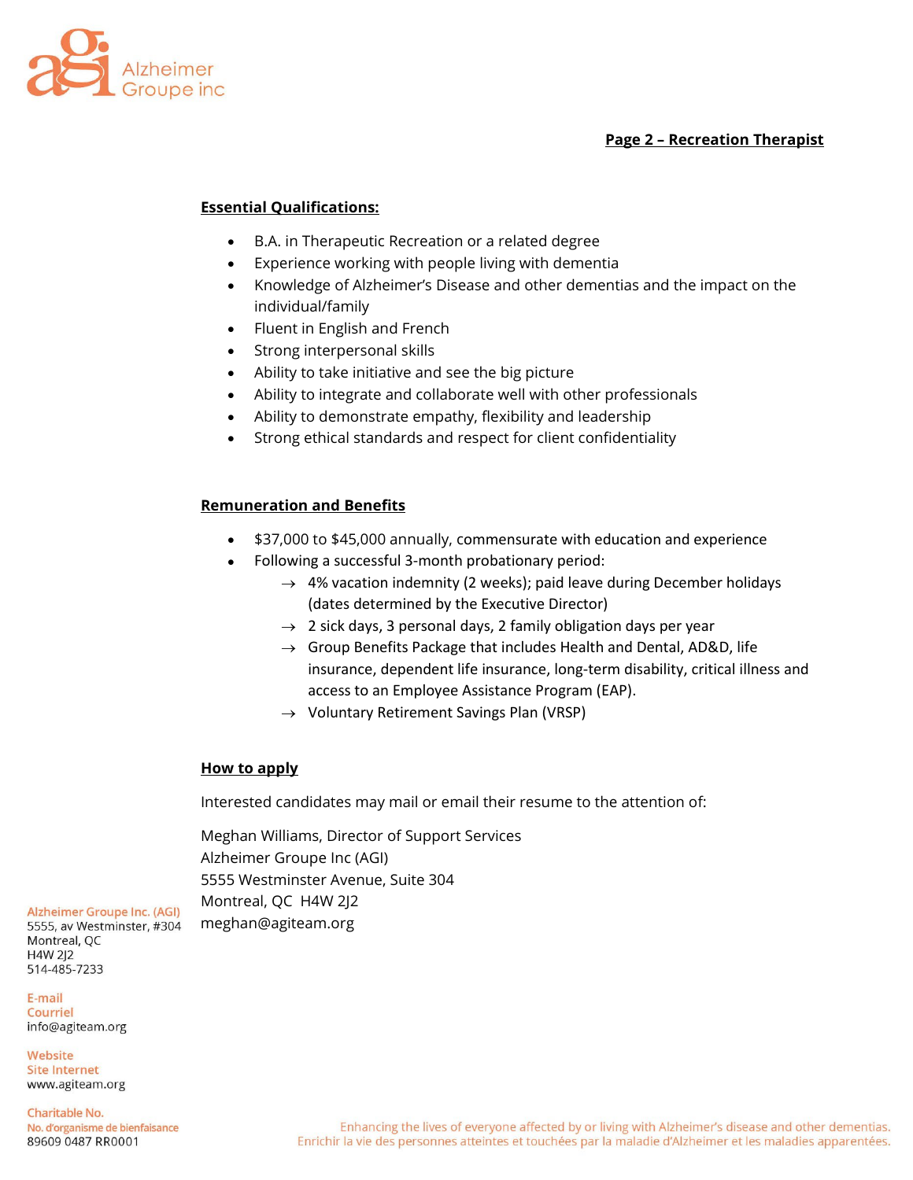## Essential Qualifications:

- B.A. in Therapeutic Recreation or a related degree
- Experience working with people living with dementia
- Knowledge of Alzheimer's Disease and other dementias and the impact on the individual/family
- Fluent in English and French
- Strong interpersonal skills
- Ability to take initiative and see the big picture
- Ability to integrate and collaborate well with other professionals
- Ability to demonstrate empathy, flexibility and leadership
- Strong ethical standards and respect for client confidentiality

## Remuneration and Benefits

- $37,000 to $45,000 annually, commensurate with education and experience
- Following a successful 3-month probationary period:
  - → 4% vacation indemnity (2 weeks); paid leave during December holidays (dates determined by the Executive Director)
  - → 2 sick days, 3 personal days, 2 family obligation days per year
  - → Group Benefits Package that includes Health and Dental, AD&D, life insurance, dependent life insurance, long-term disability, critical illness and access to an Employee Assistance Program (EAP).
  - → Voluntary Retirement Savings Plan (VRSP)

## How to apply

Interested candidates may mail or email their resume to the attention of:

Meghan Williams, Director of Support Services
Alzheimer Groupe Inc (AGI)
5555 Westminster Avenue, Suite 304
Montreal, QC H4W 2J2
meghan@agiteam.org

Alzheimer Groupe Inc. (AGI)
5555, av Westminster, #304
Montreal, QC
H4W 2J2
514-485-7233

E-mail
Courriel
info@agiteam.org

Website
Site Internet
www.agiteam.org

Charitable No.
No. d'organisme de bienfaisance
89609 0487 RR0001

Enhancing the lives of everyone affected by or living with Alzheimer's disease and other dementias.
Enrichir la vie des personnes atteintes et touchées par la maladie d'Alzheimer et les maladies apparentées.